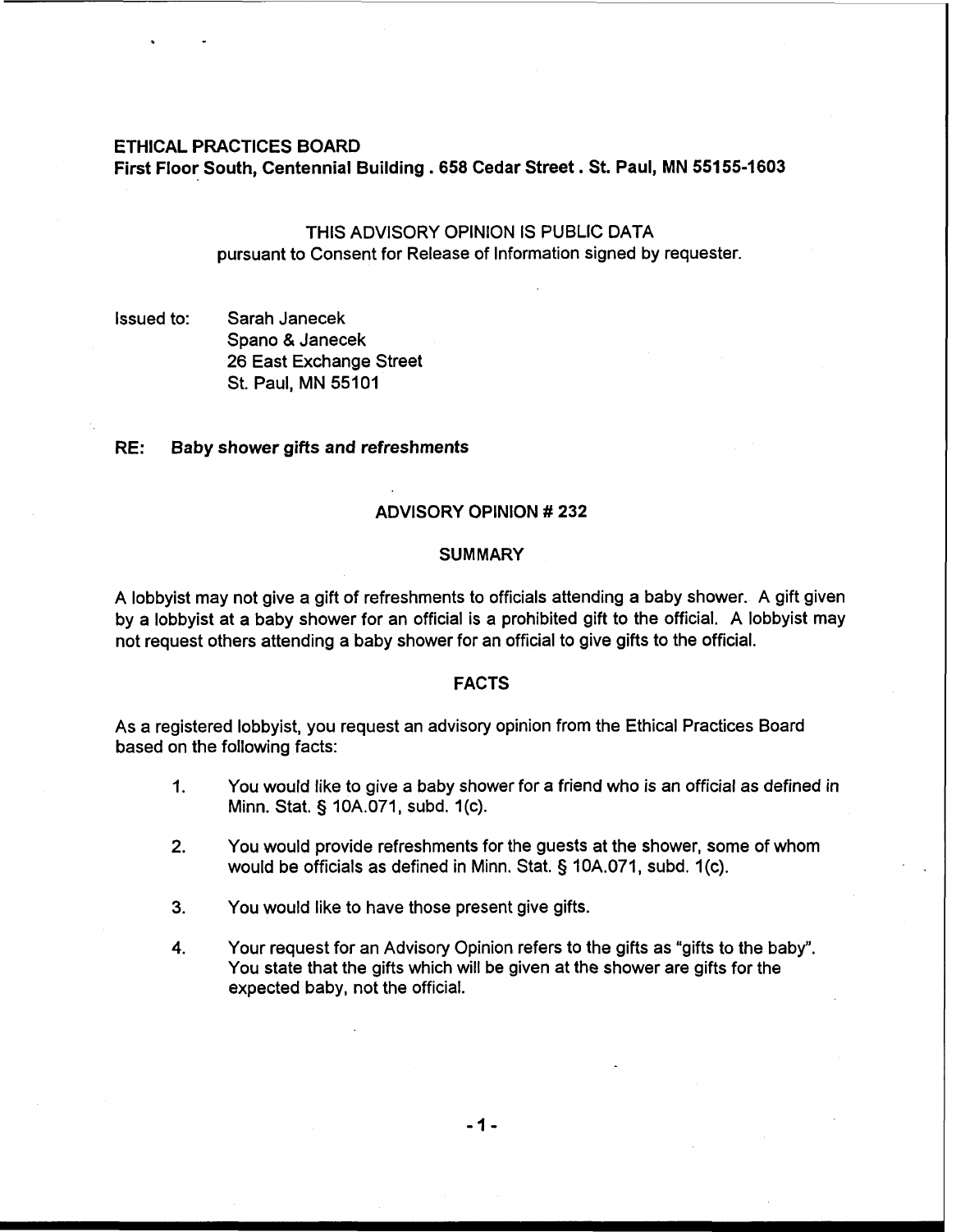**ETHICAL PRACTICES BOARD**
**First Floor South, Centennial Building . 658 Cedar Street . St. Paul, MN 55155-1603**

THIS ADVISORY OPINION IS PUBLIC DATA
pursuant to Consent for Release of Information signed by requester.

Issued to: Sarah Janecek
Spano & Janecek
26 East Exchange Street
St. Paul, MN 55101

**RE: Baby shower gifts and refreshments**

## ADVISORY OPINION # 232

### SUMMARY

A lobbyist may not give a gift of refreshments to officials attending a baby shower. A gift given by a lobbyist at a baby shower for an official is a prohibited gift to the official. A lobbyist may not request others attending a baby shower for an official to give gifts to the official.

### FACTS

As a registered lobbyist, you request an advisory opinion from the Ethical Practices Board based on the following facts:

1. You would like to give a baby shower for a friend who is an official as defined in Minn. Stat. § 10A.071, subd. 1(c).

2. You would provide refreshments for the guests at the shower, some of whom would be officials as defined in Minn. Stat. § 10A.071, subd. 1(c).

3. You would like to have those present give gifts.

4. Your request for an Advisory Opinion refers to the gifts as "gifts to the baby". You state that the gifts which will be given at the shower are gifts for the expected baby, not the official.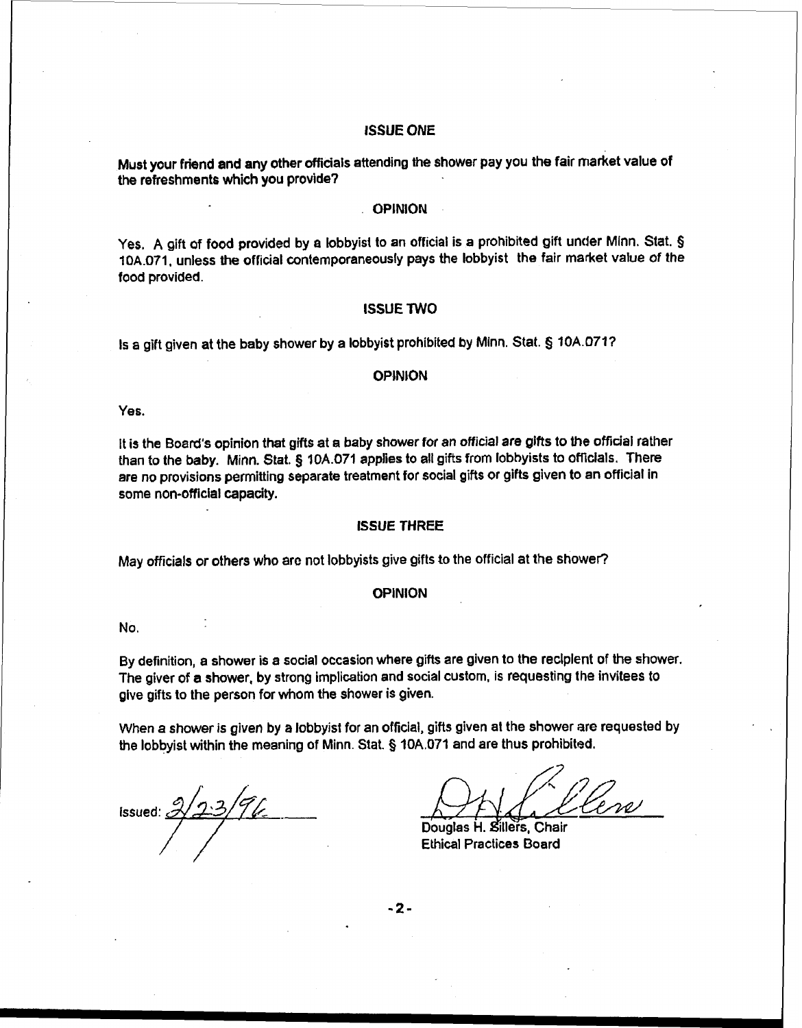## ISSUE ONE

**Must your friend and any other officials attending the shower pay you the fair market value of the refreshments which you provide?**

## OPINION

Yes. A gift of food provided by a lobbyist to an official is a prohibited gift under Minn. Stat. § 10A.071, unless the official contemporaneously pays the lobbyist the fair market value of the food provided.

## ISSUE TWO

Is a gift given at the baby shower by a lobbyist prohibited by Minn. Stat. § 10A.071?

## OPINION

Yes.

It is the Board's opinion that gifts at a baby shower for an official are gifts to the official rather than to the baby. Minn. Stat. § 10A.071 applies to all gifts from lobbyists to officials. There are no provisions permitting separate treatment for social gifts or gifts given to an official in some non-official capacity.

## ISSUE THREE

May officials or others who are not lobbyists give gifts to the official at the shower?

## OPINION

No.

By definition, a shower is a social occasion where gifts are given to the recipient of the shower. The giver of a shower, by strong implication and social custom, is requesting the invitees to give gifts to the person for whom the shower is given.

When a shower is given by a lobbyist for an official, gifts given at the shower are requested by the lobbyist within the meaning of Minn. Stat. § 10A.071 and are thus prohibited.

Issued: 2/23/96

Douglas H. Sillers, Chair
Ethical Practices Board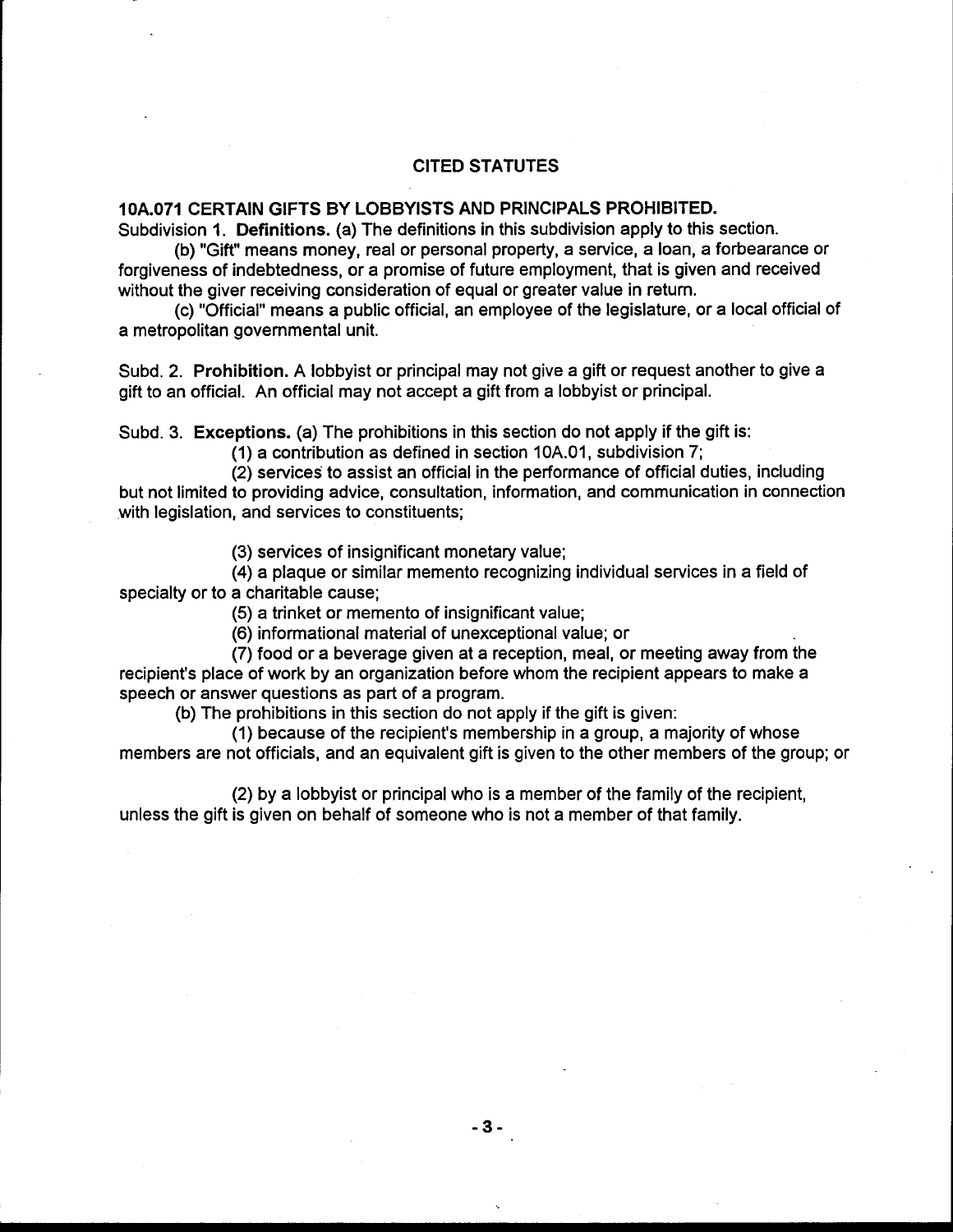## CITED STATUTES

**10A.071 CERTAIN GIFTS BY LOBBYISTS AND PRINCIPALS PROHIBITED.**

Subdivision 1. **Definitions.** (a) The definitions in this subdivision apply to this section.

(b) "Gift" means money, real or personal property, a service, a loan, a forbearance or forgiveness of indebtedness, or a promise of future employment, that is given and received without the giver receiving consideration of equal or greater value in return.

(c) "Official" means a public official, an employee of the legislature, or a local official of a metropolitan governmental unit.

Subd. 2. **Prohibition.** A lobbyist or principal may not give a gift or request another to give a gift to an official. An official may not accept a gift from a lobbyist or principal.

Subd. 3. **Exceptions.** (a) The prohibitions in this section do not apply if the gift is:

(1) a contribution as defined in section 10A.01, subdivision 7;

(2) services to assist an official in the performance of official duties, including but not limited to providing advice, consultation, information, and communication in connection with legislation, and services to constituents;

(3) services of insignificant monetary value;

(4) a plaque or similar memento recognizing individual services in a field of specialty or to a charitable cause;

(5) a trinket or memento of insignificant value;

(6) informational material of unexceptional value; or

(7) food or a beverage given at a reception, meal, or meeting away from the recipient's place of work by an organization before whom the recipient appears to make a speech or answer questions as part of a program.

(b) The prohibitions in this section do not apply if the gift is given:

(1) because of the recipient's membership in a group, a majority of whose members are not officials, and an equivalent gift is given to the other members of the group; or

(2) by a lobbyist or principal who is a member of the family of the recipient, unless the gift is given on behalf of someone who is not a member of that family.